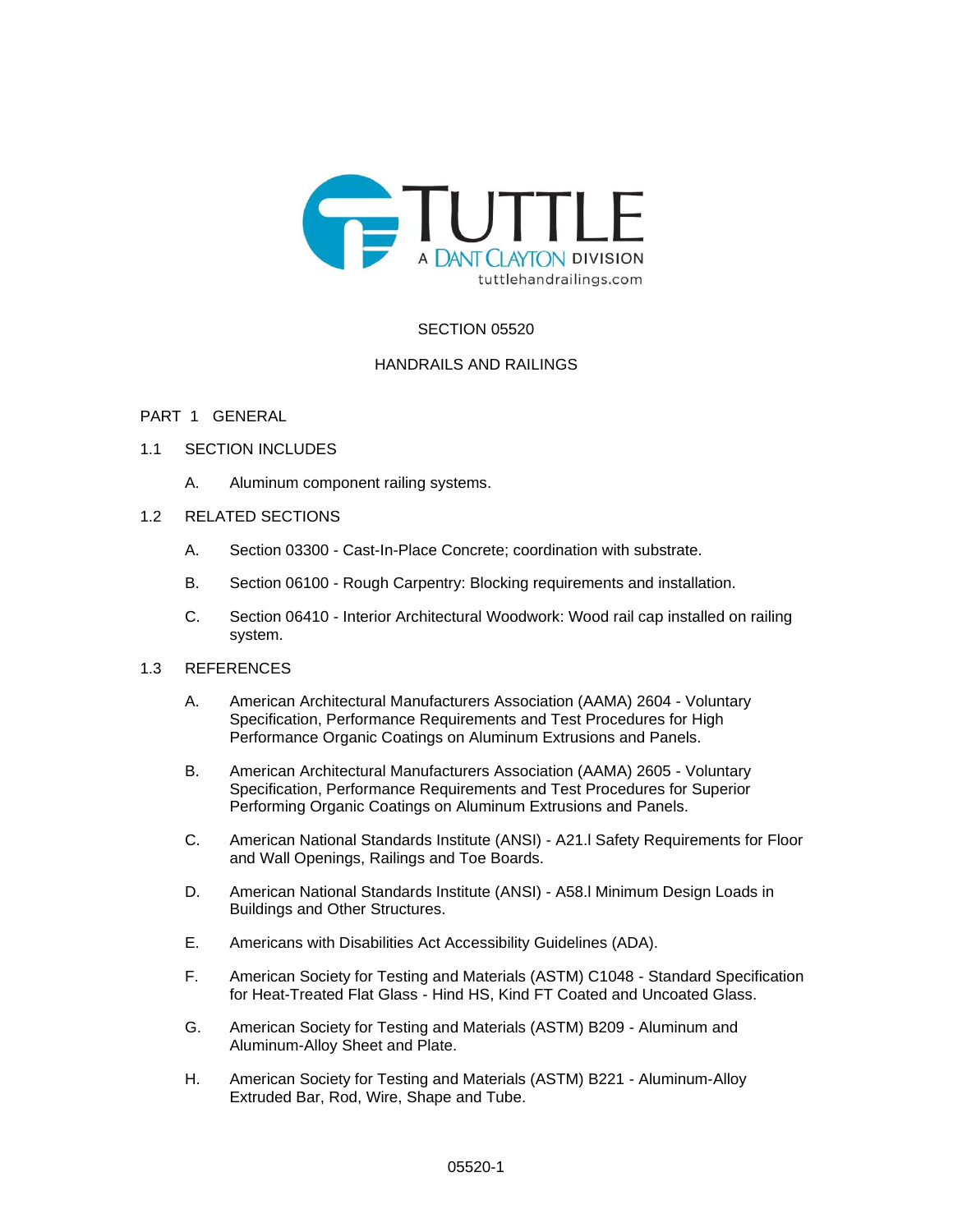TUTTLE
A DANT CLAYTON DIVISION
tuttlehandrailings.com

# SECTION 05520

# HANDRAILS AND RAILINGS

## PART 1 GENERAL

### 1.1 SECTION INCLUDES

A. Aluminum component railing systems.

### 1.2 RELATED SECTIONS

A. Section 03300 - Cast-In-Place Concrete; coordination with substrate.

B. Section 06100 - Rough Carpentry: Blocking requirements and installation.

C. Section 06410 - Interior Architectural Woodwork: Wood rail cap installed on railing system.

### 1.3 REFERENCES

A. American Architectural Manufacturers Association (AAMA) 2604 - Voluntary Specification, Performance Requirements and Test Procedures for High Performance Organic Coatings on Aluminum Extrusions and Panels.

B. American Architectural Manufacturers Association (AAMA) 2605 - Voluntary Specification, Performance Requirements and Test Procedures for Superior Performing Organic Coatings on Aluminum Extrusions and Panels.

C. American National Standards Institute (ANSI) - A21.l Safety Requirements for Floor and Wall Openings, Railings and Toe Boards.

D. American National Standards Institute (ANSI) - A58.l Minimum Design Loads in Buildings and Other Structures.

E. Americans with Disabilities Act Accessibility Guidelines (ADA).

F. American Society for Testing and Materials (ASTM) C1048 - Standard Specification for Heat-Treated Flat Glass - Hind HS, Kind FT Coated and Uncoated Glass.

G. American Society for Testing and Materials (ASTM) B209 - Aluminum and Aluminum-Alloy Sheet and Plate.

H. American Society for Testing and Materials (ASTM) B221 - Aluminum-Alloy Extruded Bar, Rod, Wire, Shape and Tube.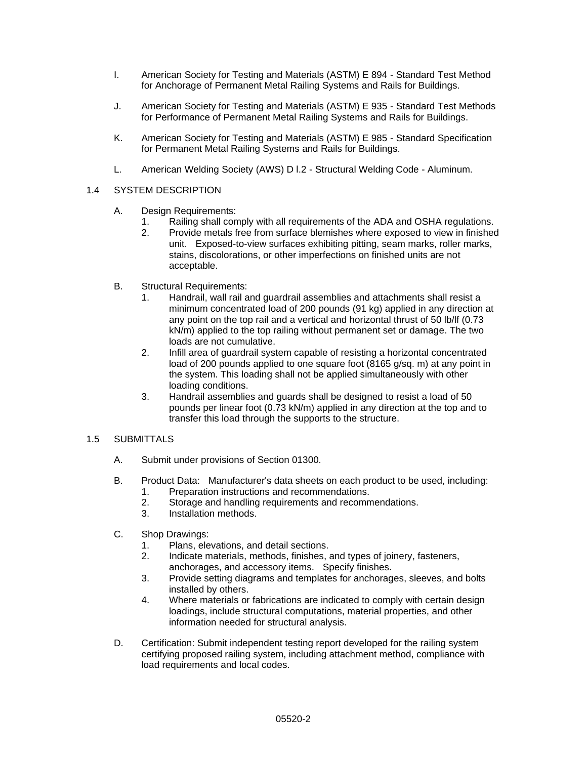I. American Society for Testing and Materials (ASTM) E 894 - Standard Test Method for Anchorage of Permanent Metal Railing Systems and Rails for Buildings.

J. American Society for Testing and Materials (ASTM) E 935 - Standard Test Methods for Performance of Permanent Metal Railing Systems and Rails for Buildings.

K. American Society for Testing and Materials (ASTM) E 985 - Standard Specification for Permanent Metal Railing Systems and Rails for Buildings.

L. American Welding Society (AWS) D l.2 - Structural Welding Code - Aluminum.

## 1.4 SYSTEM DESCRIPTION

A. Design Requirements:
   1. Railing shall comply with all requirements of the ADA and OSHA regulations.
   2. Provide metals free from surface blemishes where exposed to view in finished unit. Exposed-to-view surfaces exhibiting pitting, seam marks, roller marks, stains, discolorations, or other imperfections on finished units are not acceptable.

B. Structural Requirements:
   1. Handrail, wall rail and guardrail assemblies and attachments shall resist a minimum concentrated load of 200 pounds (91 kg) applied in any direction at any point on the top rail and a vertical and horizontal thrust of 50 lb/lf (0.73 kN/m) applied to the top railing without permanent set or damage. The two loads are not cumulative.
   2. Infill area of guardrail system capable of resisting a horizontal concentrated load of 200 pounds applied to one square foot (8165 g/sq. m) at any point in the system. This loading shall not be applied simultaneously with other loading conditions.
   3. Handrail assemblies and guards shall be designed to resist a load of 50 pounds per linear foot (0.73 kN/m) applied in any direction at the top and to transfer this load through the supports to the structure.

## 1.5 SUBMITTALS

A. Submit under provisions of Section 01300.

B. Product Data: Manufacturer's data sheets on each product to be used, including:
   1. Preparation instructions and recommendations.
   2. Storage and handling requirements and recommendations.
   3. Installation methods.

C. Shop Drawings:
   1. Plans, elevations, and detail sections.
   2. Indicate materials, methods, finishes, and types of joinery, fasteners, anchorages, and accessory items. Specify finishes.
   3. Provide setting diagrams and templates for anchorages, sleeves, and bolts installed by others.
   4. Where materials or fabrications are indicated to comply with certain design loadings, include structural computations, material properties, and other information needed for structural analysis.

D. Certification: Submit independent testing report developed for the railing system certifying proposed railing system, including attachment method, compliance with load requirements and local codes.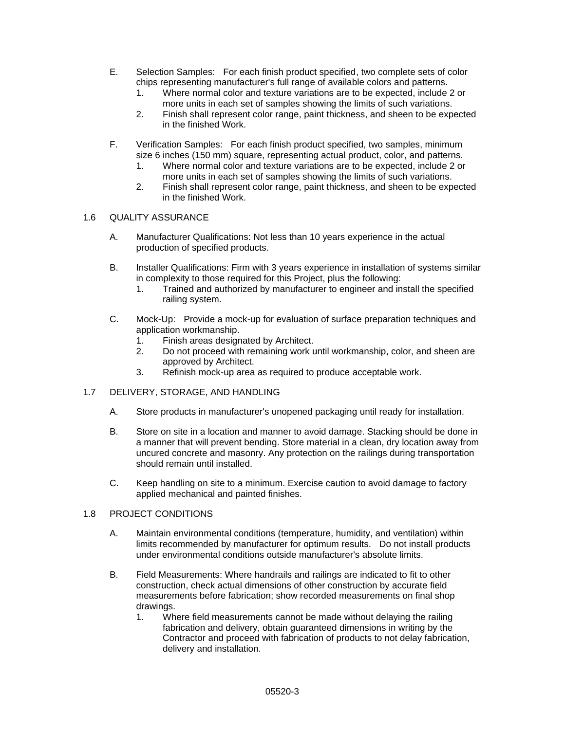E. Selection Samples: For each finish product specified, two complete sets of color chips representing manufacturer's full range of available colors and patterns.
   1. Where normal color and texture variations are to be expected, include 2 or more units in each set of samples showing the limits of such variations.
   2. Finish shall represent color range, paint thickness, and sheen to be expected in the finished Work.

F. Verification Samples: For each finish product specified, two samples, minimum size 6 inches (150 mm) square, representing actual product, color, and patterns.
   1. Where normal color and texture variations are to be expected, include 2 or more units in each set of samples showing the limits of such variations.
   2. Finish shall represent color range, paint thickness, and sheen to be expected in the finished Work.

## 1.6 QUALITY ASSURANCE

A. Manufacturer Qualifications: Not less than 10 years experience in the actual production of specified products.

B. Installer Qualifications: Firm with 3 years experience in installation of systems similar in complexity to those required for this Project, plus the following:
   1. Trained and authorized by manufacturer to engineer and install the specified railing system.

C. Mock-Up: Provide a mock-up for evaluation of surface preparation techniques and application workmanship.
   1. Finish areas designated by Architect.
   2. Do not proceed with remaining work until workmanship, color, and sheen are approved by Architect.
   3. Refinish mock-up area as required to produce acceptable work.

## 1.7 DELIVERY, STORAGE, AND HANDLING

A. Store products in manufacturer's unopened packaging until ready for installation.

B. Store on site in a location and manner to avoid damage. Stacking should be done in a manner that will prevent bending. Store material in a clean, dry location away from uncured concrete and masonry. Any protection on the railings during transportation should remain until installed.

C. Keep handling on site to a minimum. Exercise caution to avoid damage to factory applied mechanical and painted finishes.

## 1.8 PROJECT CONDITIONS

A. Maintain environmental conditions (temperature, humidity, and ventilation) within limits recommended by manufacturer for optimum results. Do not install products under environmental conditions outside manufacturer's absolute limits.

B. Field Measurements: Where handrails and railings are indicated to fit to other construction, check actual dimensions of other construction by accurate field measurements before fabrication; show recorded measurements on final shop drawings.
   1. Where field measurements cannot be made without delaying the railing fabrication and delivery, obtain guaranteed dimensions in writing by the Contractor and proceed with fabrication of products to not delay fabrication, delivery and installation.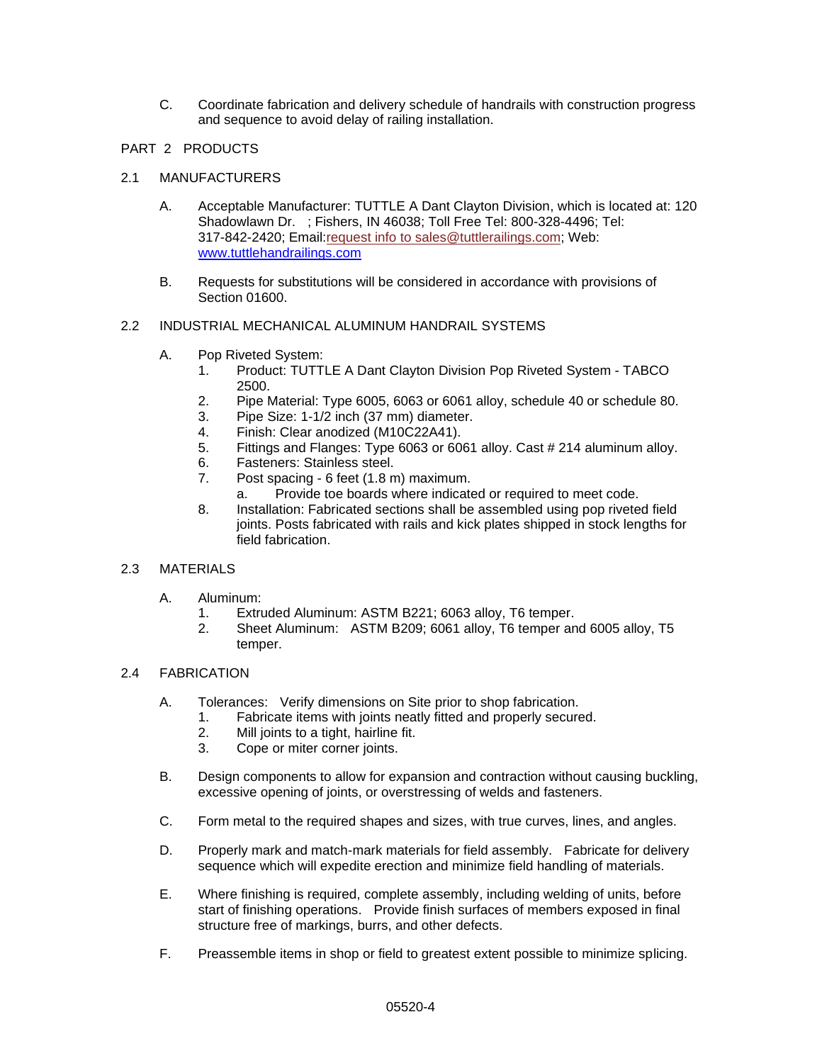C. Coordinate fabrication and delivery schedule of handrails with construction progress and sequence to avoid delay of railing installation.

## PART 2 PRODUCTS

### 2.1 MANUFACTURERS

A. Acceptable Manufacturer: TUTTLE A Dant Clayton Division, which is located at: 120 Shadowlawn Dr. ; Fishers, IN 46038; Toll Free Tel: 800-328-4496; Tel: 317-842-2420; Email:request info to sales@tuttlerailings.com; Web: www.tuttlehandrailings.com

B. Requests for substitutions will be considered in accordance with provisions of Section 01600.

### 2.2 INDUSTRIAL MECHANICAL ALUMINUM HANDRAIL SYSTEMS

A. Pop Riveted System:
1. Product: TUTTLE A Dant Clayton Division Pop Riveted System - TABCO 2500.
2. Pipe Material: Type 6005, 6063 or 6061 alloy, schedule 40 or schedule 80.
3. Pipe Size: 1-1/2 inch (37 mm) diameter.
4. Finish: Clear anodized (M10C22A41).
5. Fittings and Flanges: Type 6063 or 6061 alloy. Cast # 214 aluminum alloy.
6. Fasteners: Stainless steel.
7. Post spacing - 6 feet (1.8 m) maximum.
   a. Provide toe boards where indicated or required to meet code.
8. Installation: Fabricated sections shall be assembled using pop riveted field joints. Posts fabricated with rails and kick plates shipped in stock lengths for field fabrication.

### 2.3 MATERIALS

A. Aluminum:
1. Extruded Aluminum: ASTM B221; 6063 alloy, T6 temper.
2. Sheet Aluminum: ASTM B209; 6061 alloy, T6 temper and 6005 alloy, T5 temper.

### 2.4 FABRICATION

A. Tolerances: Verify dimensions on Site prior to shop fabrication.
1. Fabricate items with joints neatly fitted and properly secured.
2. Mill joints to a tight, hairline fit.
3. Cope or miter corner joints.

B. Design components to allow for expansion and contraction without causing buckling, excessive opening of joints, or overstressing of welds and fasteners.

C. Form metal to the required shapes and sizes, with true curves, lines, and angles.

D. Properly mark and match-mark materials for field assembly. Fabricate for delivery sequence which will expedite erection and minimize field handling of materials.

E. Where finishing is required, complete assembly, including welding of units, before start of finishing operations. Provide finish surfaces of members exposed in final structure free of markings, burrs, and other defects.

F. Preassemble items in shop or field to greatest extent possible to minimize splicing.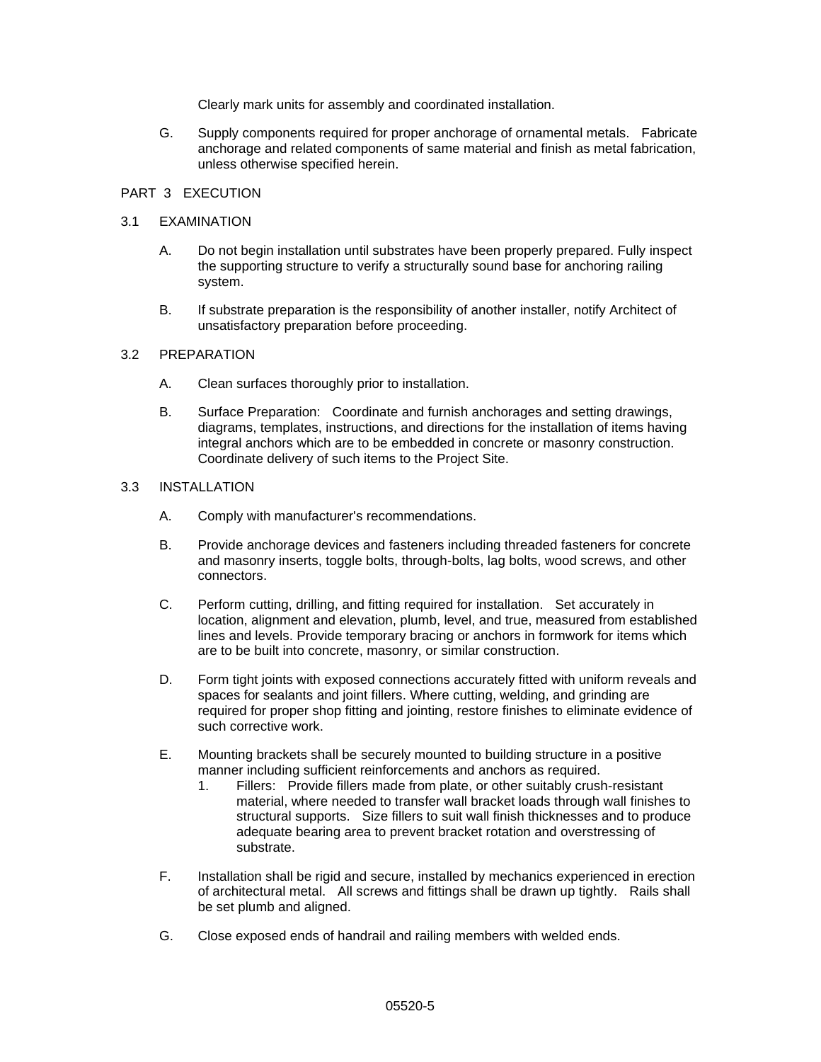Clearly mark units for assembly and coordinated installation.

G. Supply components required for proper anchorage of ornamental metals. Fabricate anchorage and related components of same material and finish as metal fabrication, unless otherwise specified herein.

## PART 3 EXECUTION

### 3.1 EXAMINATION

A. Do not begin installation until substrates have been properly prepared. Fully inspect the supporting structure to verify a structurally sound base for anchoring railing system.

B. If substrate preparation is the responsibility of another installer, notify Architect of unsatisfactory preparation before proceeding.

### 3.2 PREPARATION

A. Clean surfaces thoroughly prior to installation.

B. Surface Preparation: Coordinate and furnish anchorages and setting drawings, diagrams, templates, instructions, and directions for the installation of items having integral anchors which are to be embedded in concrete or masonry construction. Coordinate delivery of such items to the Project Site.

### 3.3 INSTALLATION

A. Comply with manufacturer's recommendations.

B. Provide anchorage devices and fasteners including threaded fasteners for concrete and masonry inserts, toggle bolts, through-bolts, lag bolts, wood screws, and other connectors.

C. Perform cutting, drilling, and fitting required for installation. Set accurately in location, alignment and elevation, plumb, level, and true, measured from established lines and levels. Provide temporary bracing or anchors in formwork for items which are to be built into concrete, masonry, or similar construction.

D. Form tight joints with exposed connections accurately fitted with uniform reveals and spaces for sealants and joint fillers. Where cutting, welding, and grinding are required for proper shop fitting and jointing, restore finishes to eliminate evidence of such corrective work.

E. Mounting brackets shall be securely mounted to building structure in a positive manner including sufficient reinforcements and anchors as required.
   1. Fillers: Provide fillers made from plate, or other suitably crush-resistant material, where needed to transfer wall bracket loads through wall finishes to structural supports. Size fillers to suit wall finish thicknesses and to produce adequate bearing area to prevent bracket rotation and overstressing of substrate.

F. Installation shall be rigid and secure, installed by mechanics experienced in erection of architectural metal. All screws and fittings shall be drawn up tightly. Rails shall be set plumb and aligned.

G. Close exposed ends of handrail and railing members with welded ends.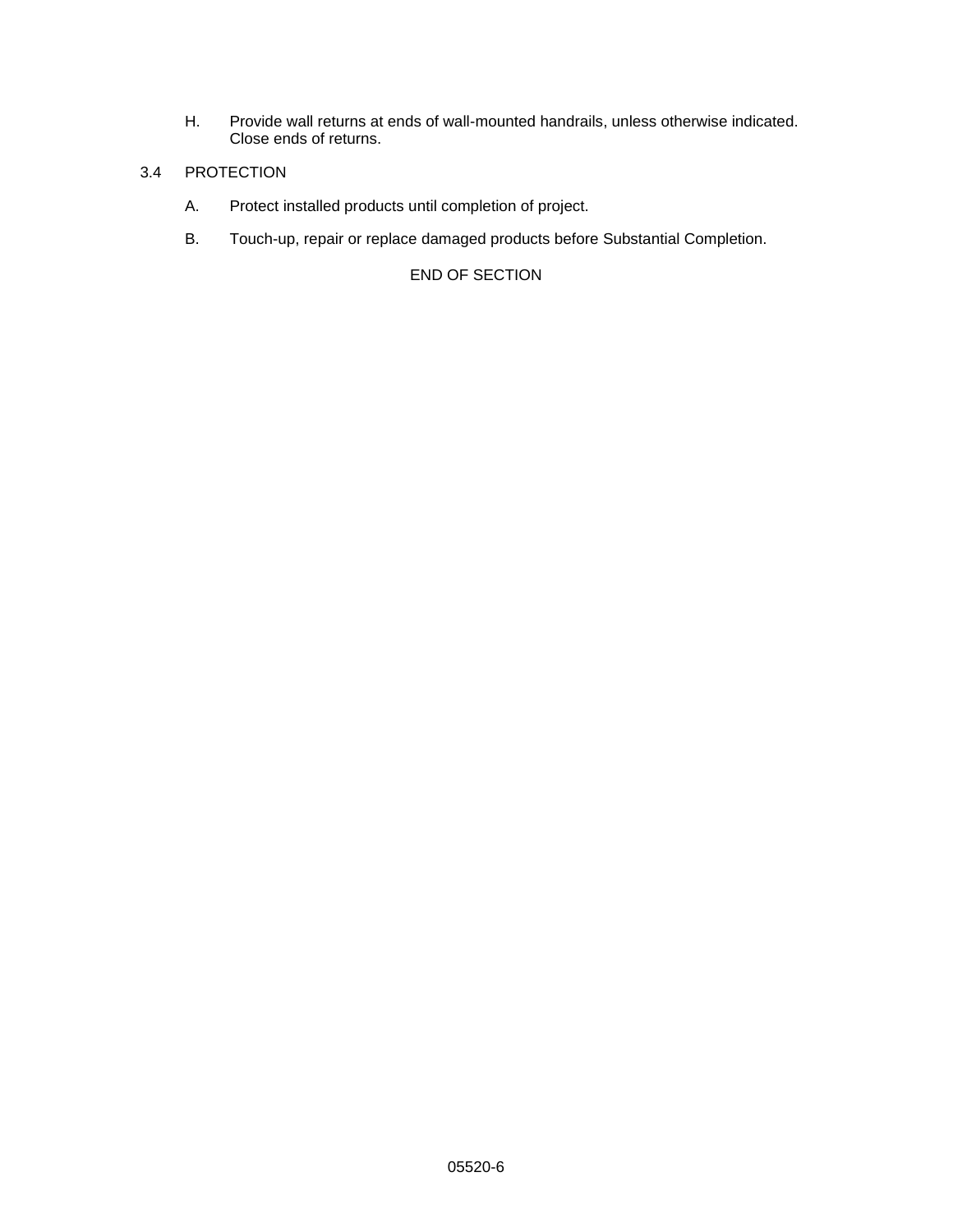H. Provide wall returns at ends of wall-mounted handrails, unless otherwise indicated. Close ends of returns.

## 3.4 PROTECTION

A. Protect installed products until completion of project.

B. Touch-up, repair or replace damaged products before Substantial Completion.

END OF SECTION